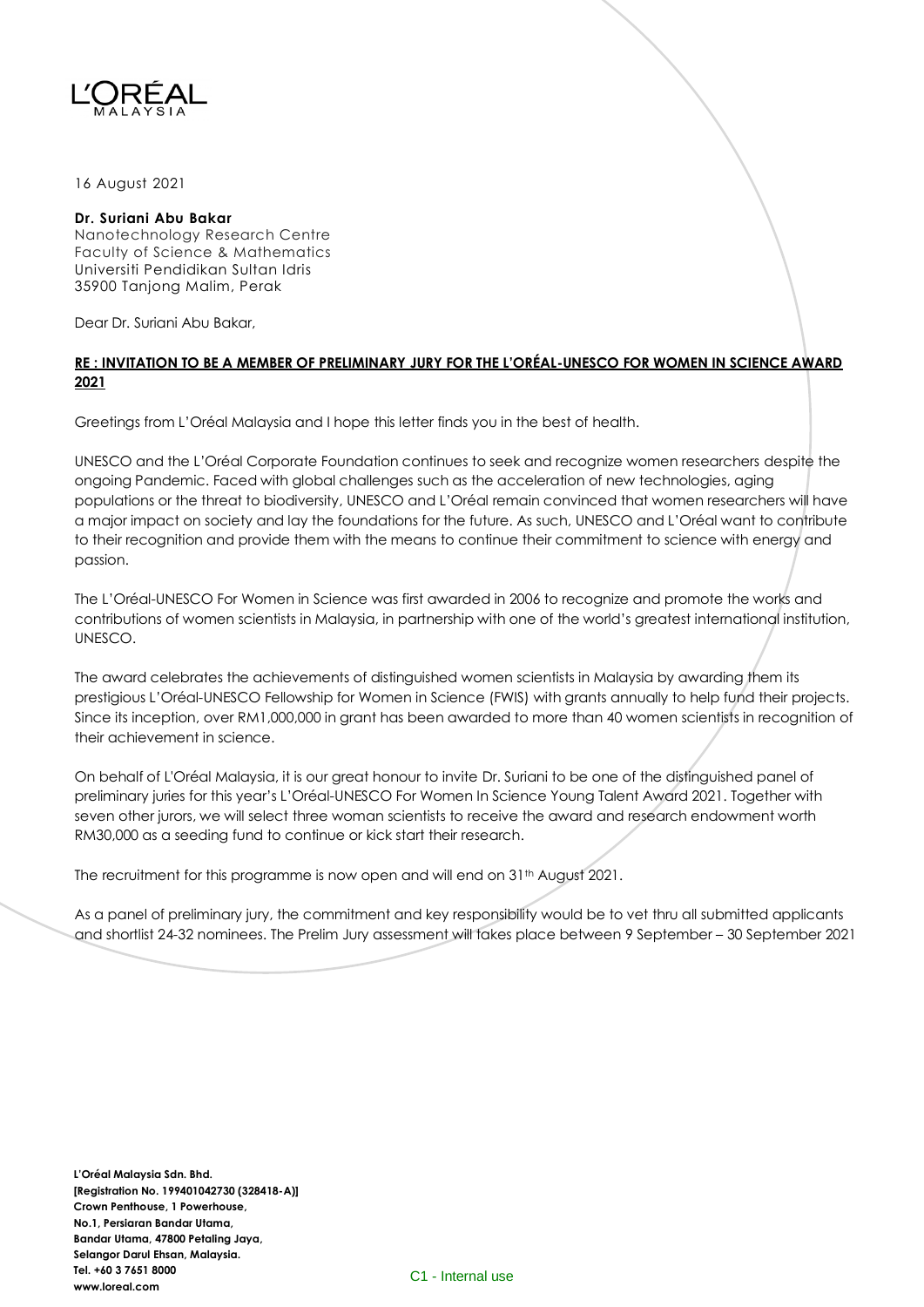L'ORÉAL
MALAYSIA

16 August 2021

**Dr. Suriani Abu Bakar**
Nanotechnology Research Centre
Faculty of Science & Mathematics
Universiti Pendidikan Sultan Idris
35900 Tanjong Malim, Perak

Dear Dr. Suriani Abu Bakar,

**RE : INVITATION TO BE A MEMBER OF PRELIMINARY JURY FOR THE L'ORÉAL-UNESCO FOR WOMEN IN SCIENCE AWARD 2021**

Greetings from L'Oréal Malaysia and I hope this letter finds you in the best of health.

UNESCO and the L'Oréal Corporate Foundation continues to seek and recognize women researchers despite the ongoing Pandemic. Faced with global challenges such as the acceleration of new technologies, aging populations or the threat to biodiversity, UNESCO and L'Oréal remain convinced that women researchers will have a major impact on society and lay the foundations for the future. As such, UNESCO and L'Oréal want to contribute to their recognition and provide them with the means to continue their commitment to science with energy and passion.

The L'Oréal-UNESCO For Women in Science was first awarded in 2006 to recognize and promote the works and contributions of women scientists in Malaysia, in partnership with one of the world's greatest international institution, UNESCO.

The award celebrates the achievements of distinguished women scientists in Malaysia by awarding them its prestigious L'Oréal-UNESCO Fellowship for Women in Science (FWIS) with grants annually to help fund their projects. Since its inception, over RM1,000,000 in grant has been awarded to more than 40 women scientists in recognition of their achievement in science.

On behalf of L'Oréal Malaysia, it is our great honour to invite Dr. Suriani to be one of the distinguished panel of preliminary juries for this year's L'Oréal-UNESCO For Women In Science Young Talent Award 2021. Together with seven other jurors, we will select three woman scientists to receive the award and research endowment worth RM30,000 as a seeding fund to continue or kick start their research.

The recruitment for this programme is now open and will end on 31th August 2021.

As a panel of preliminary jury, the commitment and key responsibility would be to vet thru all submitted applicants and shortlist 24-32 nominees. The Prelim Jury assessment will takes place between 9 September – 30 September 2021

**L'Oréal Malaysia Sdn. Bhd.**
**[Registration No. 199401042730 (328418-A)]**
**Crown Penthouse, 1 Powerhouse,**
**No.1, Persiaran Bandar Utama,**
**Bandar Utama, 47800 Petaling Jaya,**
**Selangor Darul Ehsan, Malaysia.**
**Tel. +60 3 7651 8000**
**www.loreal.com**

C1 - Internal use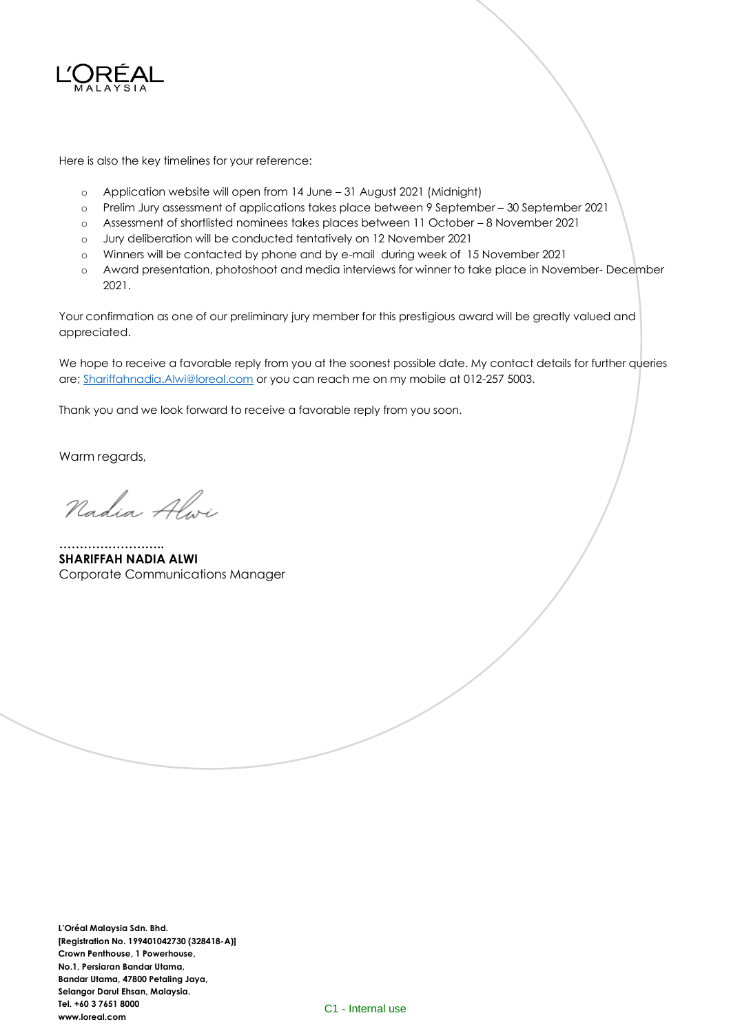Here is also the key timelines for your reference:

- Application website will open from 14 June – 31 August 2021 (Midnight)
- Prelim Jury assessment of applications takes place between 9 September – 30 September 2021
- Assessment of shortlisted nominees takes places between 11 October – 8 November 2021
- Jury deliberation will be conducted tentatively on 12 November 2021
- Winners will be contacted by phone and by e-mail during week of 15 November 2021
- Award presentation, photoshoot and media interviews for winner to take place in November- December 2021.

Your confirmation as one of our preliminary jury member for this prestigious award will be greatly valued and appreciated.

We hope to receive a favorable reply from you at the soonest possible date. My contact details for further queries are; Shariffahnadia.Alwi@loreal.com or you can reach me on my mobile at 012-257 5003.

Thank you and we look forward to receive a favorable reply from you soon.

Warm regards,

Nadia Alwi

……………………..

**SHARIFFAH NADIA ALWI**
Corporate Communications Manager

**L'Oréal Malaysia Sdn. Bhd.**
**[Registration No. 199401042730 (328418-A)]**
**Crown Penthouse, 1 Powerhouse,**
**No.1, Persiaran Bandar Utama,**
**Bandar Utama, 47800 Petaling Jaya,**
**Selangor Darul Ehsan, Malaysia.**
**Tel. +60 3 7651 8000**
**www.loreal.com**

C1 - Internal use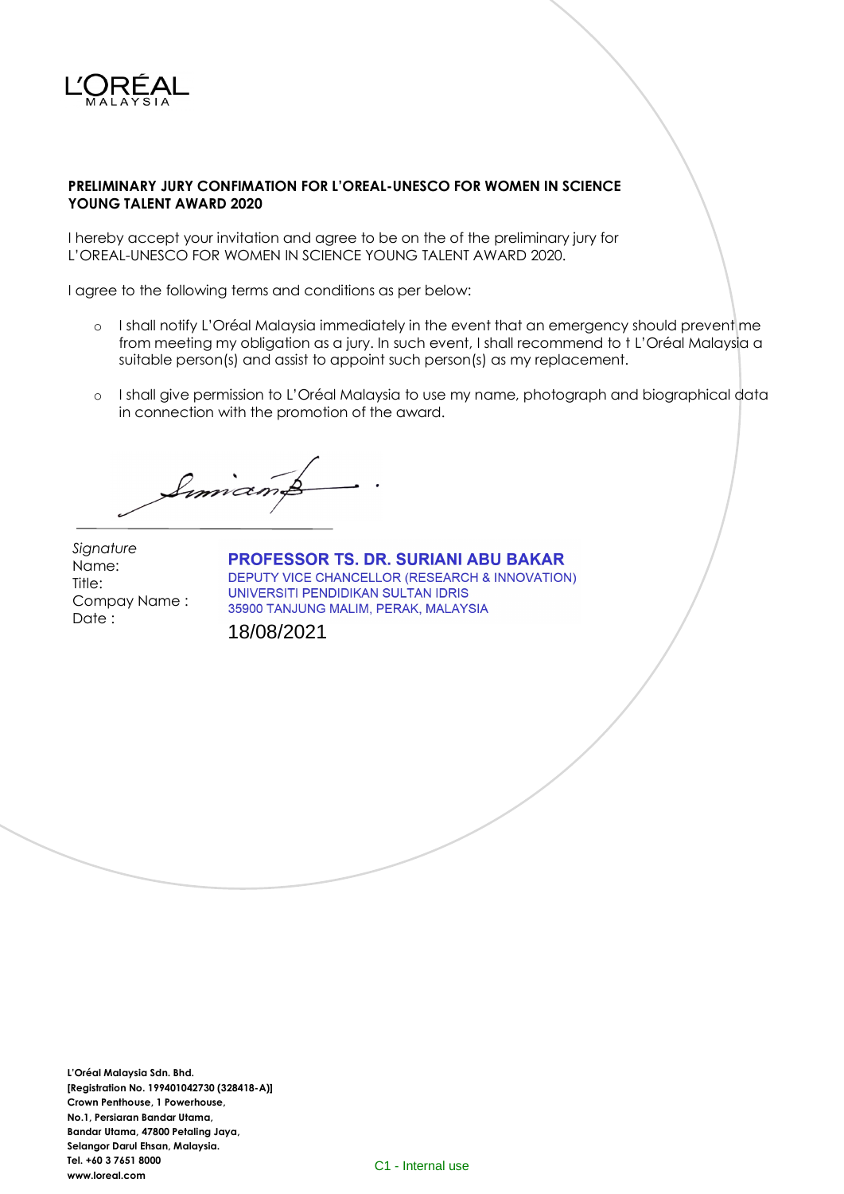L'ORÉAL
MALAYSIA

**PRELIMINARY JURY CONFIMATION FOR L'OREAL-UNESCO FOR WOMEN IN SCIENCE YOUNG TALENT AWARD 2020**

I hereby accept your invitation and agree to be on the of the preliminary jury for L'OREAL-UNESCO FOR WOMEN IN SCIENCE YOUNG TALENT AWARD 2020.

I agree to the following terms and conditions as per below:

- I shall notify L'Oréal Malaysia immediately in the event that an emergency should prevent me from meeting my obligation as a jury. In such event, I shall recommend to t L'Oréal Malaysia a suitable person(s) and assist to appoint such person(s) as my replacement.
- I shall give permission to L'Oréal Malaysia to use my name, photograph and biographical data in connection with the promotion of the award.

*Signature*
Name: **PROFESSOR TS. DR. SURIANI ABU BAKAR**
Title: DEPUTY VICE CHANCELLOR (RESEARCH & INNOVATION)
Compay Name : UNIVERSITI PENDIDIKAN SULTAN IDRIS
35900 TANJUNG MALIM, PERAK, MALAYSIA
Date : 18/08/2021

**L'Oréal Malaysia Sdn. Bhd.**
**[Registration No. 199401042730 (328418-A)]**
**Crown Penthouse, 1 Powerhouse,**
**No.1, Persiaran Bandar Utama,**
**Bandar Utama, 47800 Petaling Jaya,**
**Selangor Darul Ehsan, Malaysia.**
**Tel. +60 3 7651 8000**
**www.loreal.com**

C1 - Internal use